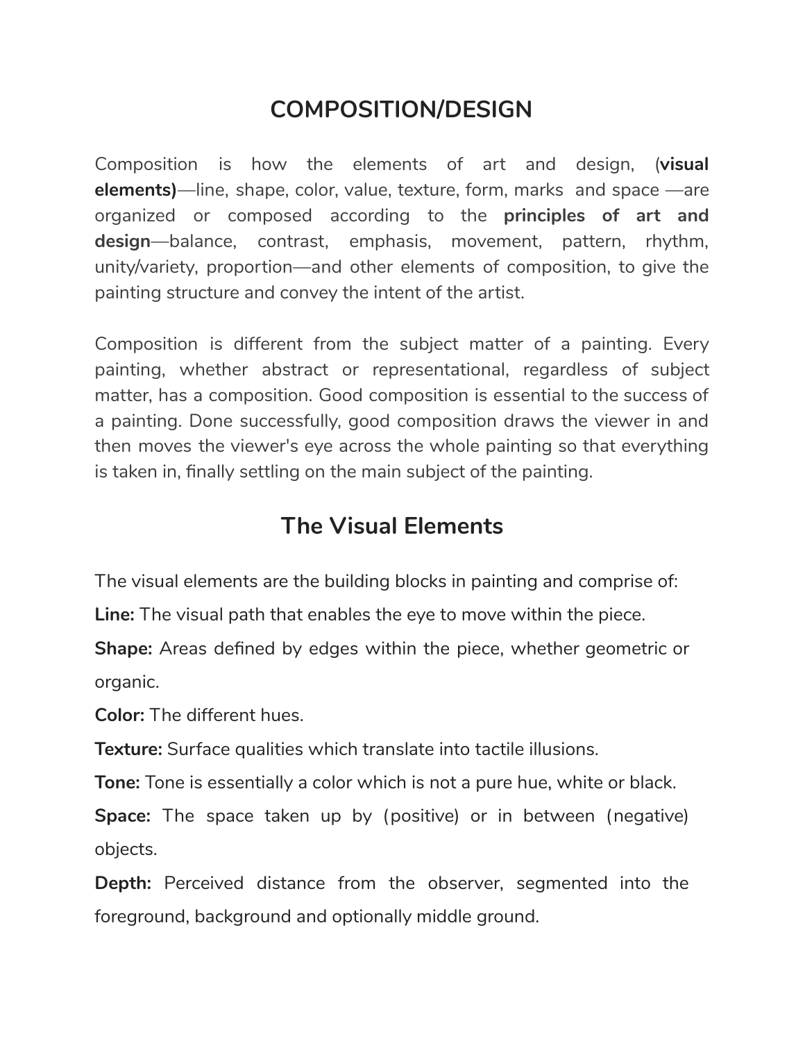# COMPOSITION/DESIGN

Composition is how the elements of art and design, (**visual elements)**—line, shape, color, value, texture, form, marks and space —are organized or composed according to the **principles of art and design**—balance, contrast, emphasis, movement, pattern, rhythm, unity/variety, proportion—and other elements of composition, to give the painting structure and convey the intent of the artist.

Composition is different from the subject matter of a painting. Every painting, whether abstract or representational, regardless of subject matter, has a composition. Good composition is essential to the success of a painting. Done successfully, good composition draws the viewer in and then moves the viewer's eye across the whole painting so that everything is taken in, finally settling on the main subject of the painting.

## The Visual Elements

The visual elements are the building blocks in painting and comprise of:

**Line:** The visual path that enables the eye to move within the piece.

**Shape:** Areas defined by edges within the piece, whether geometric or organic.

**Color:** The different hues.

**Texture:** Surface qualities which translate into tactile illusions.

**Tone:** Tone is essentially a color which is not a pure hue, white or black.

**Space:** The space taken up by (positive) or in between (negative) objects.

**Depth:** Perceived distance from the observer, segmented into the foreground, background and optionally middle ground.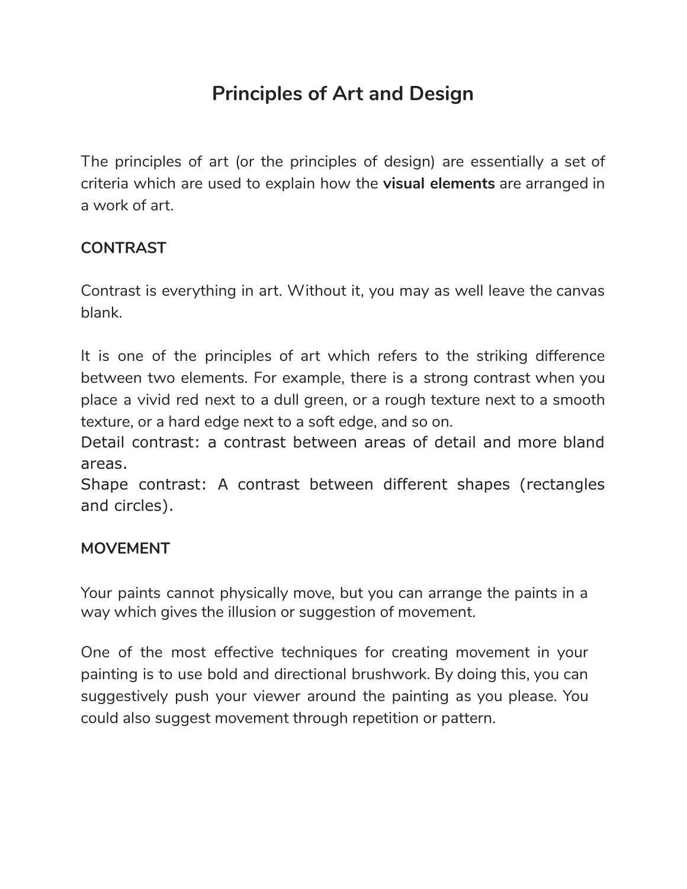# Principles of Art and Design

The principles of art (or the principles of design) are essentially a set of criteria which are used to explain how the **visual elements** are arranged in a work of art.

**CONTRAST**

Contrast is everything in art. Without it, you may as well leave the canvas blank.

It is one of the principles of art which refers to the striking difference between two elements. For example, there is a strong contrast when you place a vivid red next to a dull green, or a rough texture next to a smooth texture, or a hard edge next to a soft edge, and so on.
Detail contrast: a contrast between areas of detail and more bland areas.
Shape contrast: A contrast between different shapes (rectangles and circles).

**MOVEMENT**

Your paints cannot physically move, but you can arrange the paints in a way which gives the illusion or suggestion of movement.

One of the most effective techniques for creating movement in your painting is to use bold and directional brushwork. By doing this, you can suggestively push your viewer around the painting as you please. You could also suggest movement through repetition or pattern.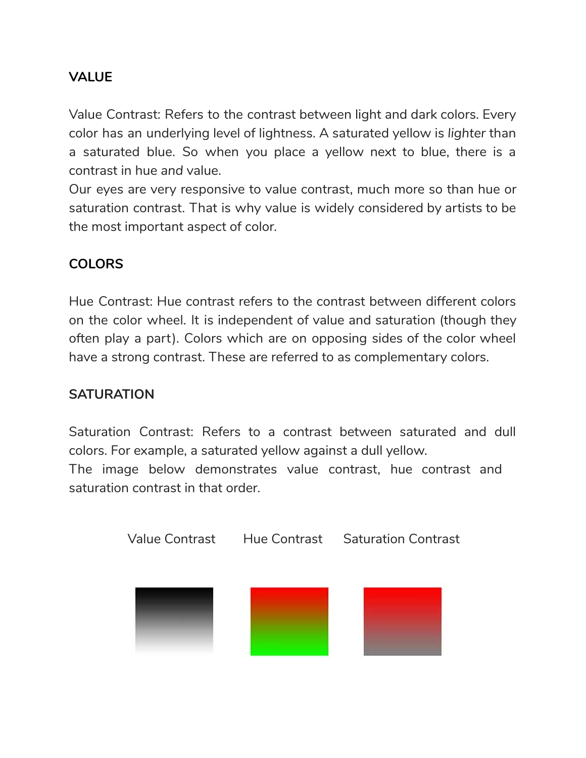**VALUE**

Value Contrast: Refers to the contrast between light and dark colors. Every color has an underlying level of lightness. A saturated yellow is *lighter* than a saturated blue. So when you place a yellow next to blue, there is a contrast in hue *and* value.

Our eyes are very responsive to value contrast, much more so than hue or saturation contrast. That is why value is widely considered by artists to be the most important aspect of color.

**COLORS**

Hue Contrast: Hue contrast refers to the contrast between different colors on the color wheel. It is independent of value and saturation (though they often play a part). Colors which are on opposing sides of the color wheel have a strong contrast. These are referred to as complementary colors.

**SATURATION**

Saturation Contrast: Refers to a contrast between saturated and dull colors. For example, a saturated yellow against a dull yellow.

The image below demonstrates value contrast, hue contrast and saturation contrast in that order.

Value Contrast Hue Contrast Saturation Contrast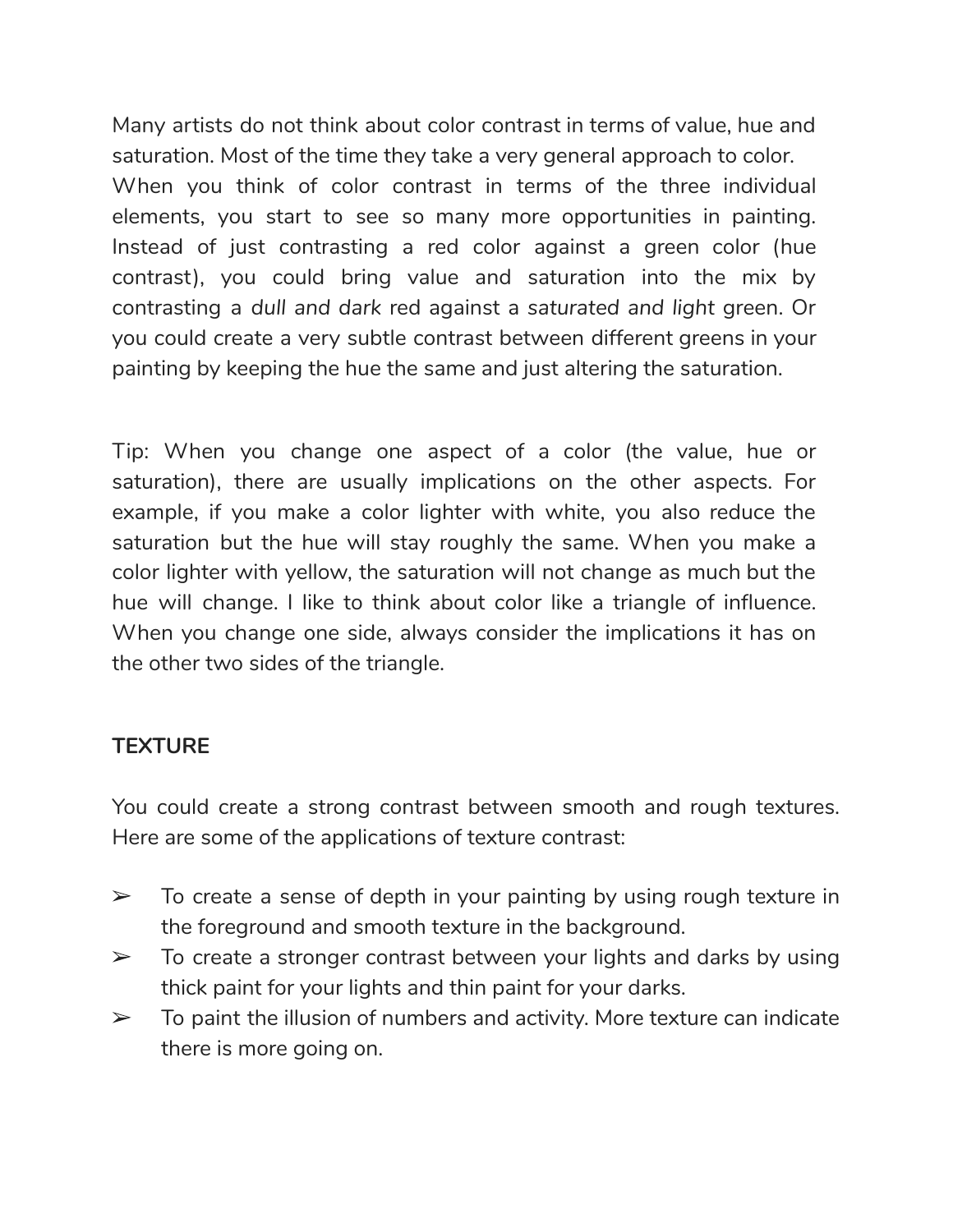Many artists do not think about color contrast in terms of value, hue and saturation. Most of the time they take a very general approach to color. When you think of color contrast in terms of the three individual elements, you start to see so many more opportunities in painting. Instead of just contrasting a red color against a green color (hue contrast), you could bring value and saturation into the mix by contrasting a *dull and dark* red against a *saturated and light* green. Or you could create a very subtle contrast between different greens in your painting by keeping the hue the same and just altering the saturation.

Tip: When you change one aspect of a color (the value, hue or saturation), there are usually implications on the other aspects. For example, if you make a color lighter with white, you also reduce the saturation but the hue will stay roughly the same. When you make a color lighter with yellow, the saturation will not change as much but the hue will change. I like to think about color like a triangle of influence. When you change one side, always consider the implications it has on the other two sides of the triangle.

**TEXTURE**

You could create a strong contrast between smooth and rough textures. Here are some of the applications of texture contrast:

- To create a sense of depth in your painting by using rough texture in the foreground and smooth texture in the background.
- To create a stronger contrast between your lights and darks by using thick paint for your lights and thin paint for your darks.
- To paint the illusion of numbers and activity. More texture can indicate there is more going on.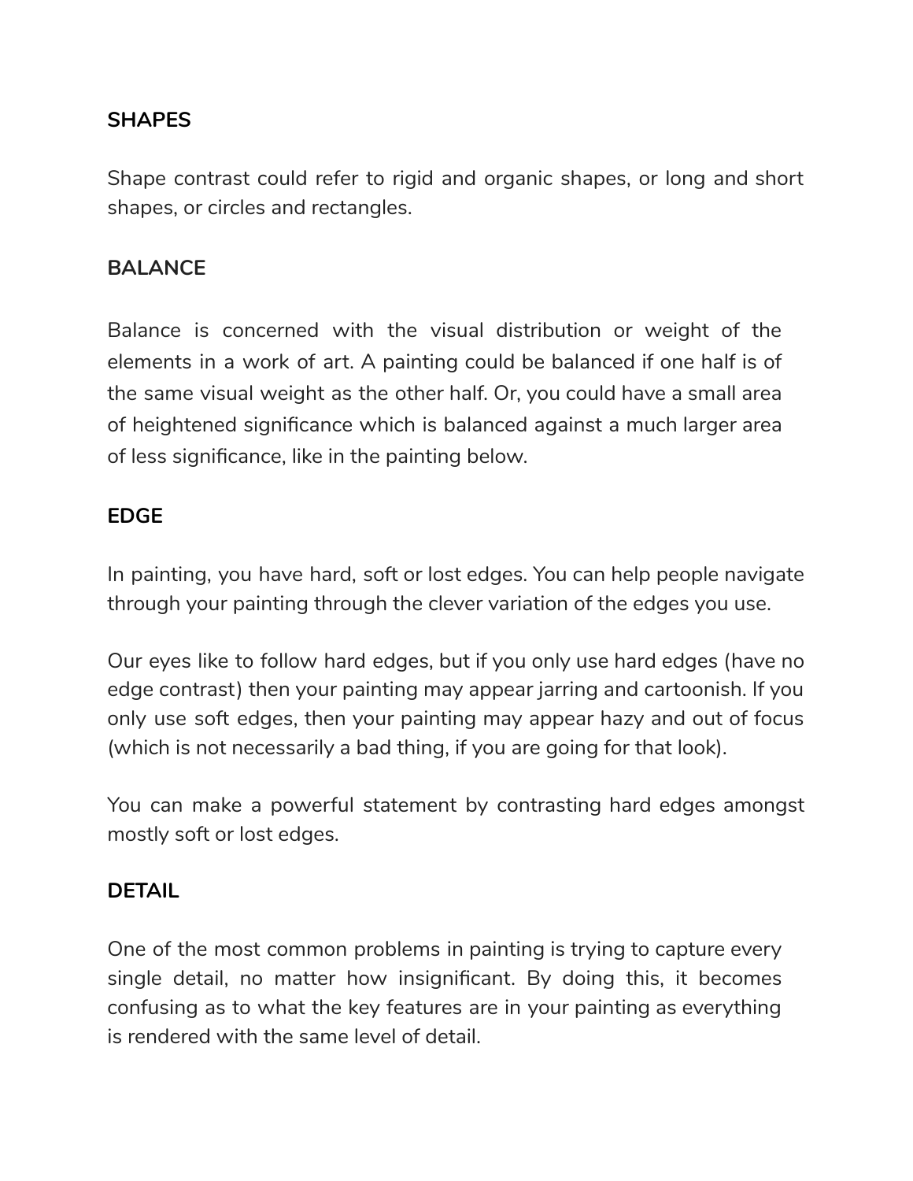### SHAPES

Shape contrast could refer to rigid and organic shapes, or long and short shapes, or circles and rectangles.

### BALANCE

Balance is concerned with the visual distribution or weight of the elements in a work of art. A painting could be balanced if one half is of the same visual weight as the other half. Or, you could have a small area of heightened significance which is balanced against a much larger area of less significance, like in the painting below.

### EDGE

In painting, you have hard, soft or lost edges. You can help people navigate through your painting through the clever variation of the edges you use.

Our eyes like to follow hard edges, but if you only use hard edges (have no edge contrast) then your painting may appear jarring and cartoonish. If you only use soft edges, then your painting may appear hazy and out of focus (which is not necessarily a bad thing, if you are going for that look).

You can make a powerful statement by contrasting hard edges amongst mostly soft or lost edges.

### DETAIL

One of the most common problems in painting is trying to capture every single detail, no matter how insignificant. By doing this, it becomes confusing as to what the key features are in your painting as everything is rendered with the same level of detail.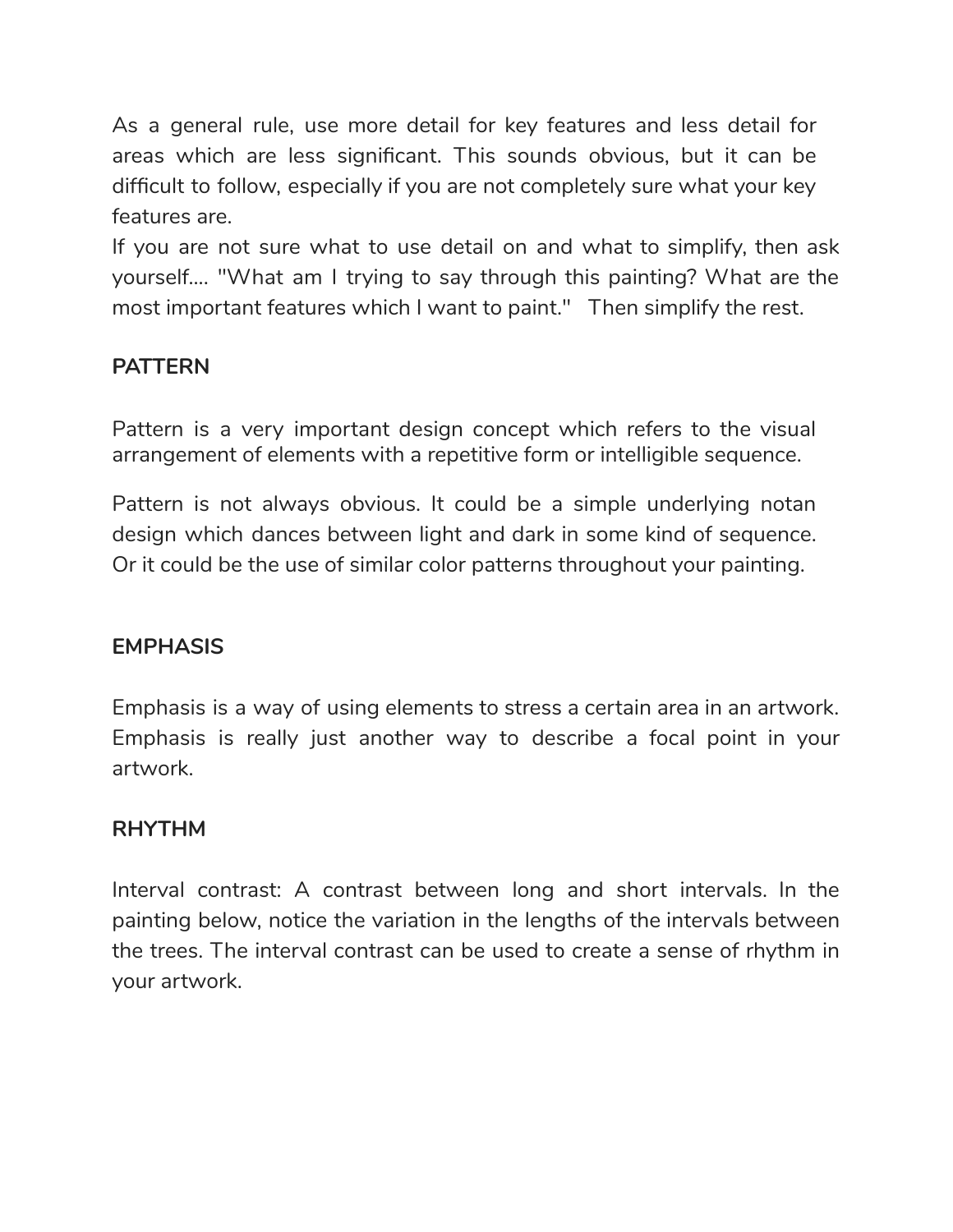As a general rule, use more detail for key features and less detail for areas which are less significant. This sounds obvious, but it can be difficult to follow, especially if you are not completely sure what your key features are.

If you are not sure what to use detail on and what to simplify, then ask yourself.... "What am I trying to say through this painting? What are the most important features which I want to paint." Then simplify the rest.

**PATTERN**

Pattern is a very important design concept which refers to the visual arrangement of elements with a repetitive form or intelligible sequence.

Pattern is not always obvious. It could be a simple underlying notan design which dances between light and dark in some kind of sequence. Or it could be the use of similar color patterns throughout your painting.

**EMPHASIS**

Emphasis is a way of using elements to stress a certain area in an artwork. Emphasis is really just another way to describe a focal point in your artwork.

**RHYTHM**

Interval contrast: A contrast between long and short intervals. In the painting below, notice the variation in the lengths of the intervals between the trees. The interval contrast can be used to create a sense of rhythm in your artwork.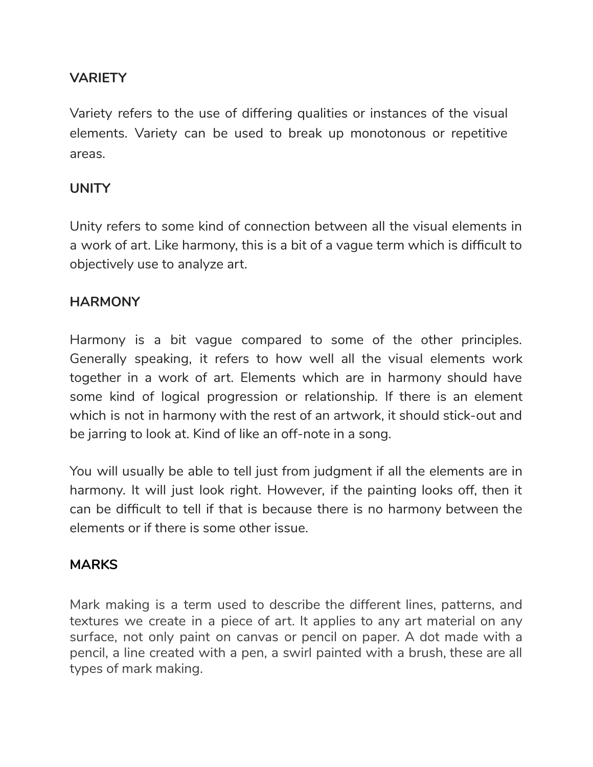## VARIETY

Variety refers to the use of differing qualities or instances of the visual elements. Variety can be used to break up monotonous or repetitive areas.

## UNITY

Unity refers to some kind of connection between all the visual elements in a work of art. Like harmony, this is a bit of a vague term which is difficult to objectively use to analyze art.

## HARMONY

Harmony is a bit vague compared to some of the other principles. Generally speaking, it refers to how well all the visual elements work together in a work of art. Elements which are in harmony should have some kind of logical progression or relationship. If there is an element which is not in harmony with the rest of an artwork, it should stick-out and be jarring to look at. Kind of like an off-note in a song.

You will usually be able to tell just from judgment if all the elements are in harmony. It will just look right. However, if the painting looks off, then it can be difficult to tell if that is because there is no harmony between the elements or if there is some other issue.

## MARKS

Mark making is a term used to describe the different lines, patterns, and textures we create in a piece of art. It applies to any art material on any surface, not only paint on canvas or pencil on paper. A dot made with a pencil, a line created with a pen, a swirl painted with a brush, these are all types of mark making.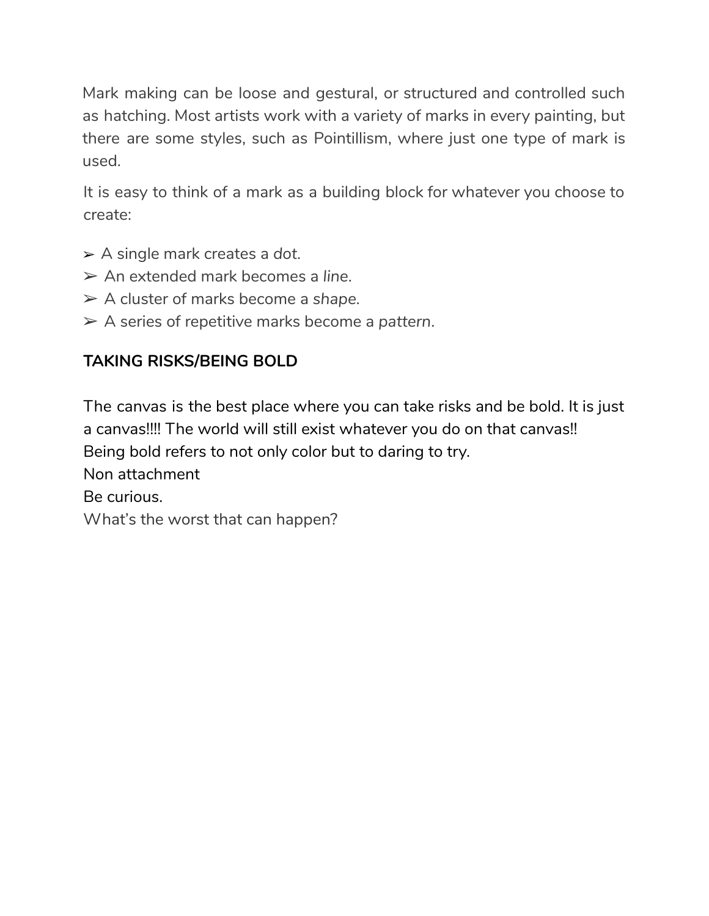Mark making can be loose and gestural, or structured and controlled such as hatching. Most artists work with a variety of marks in every painting, but there are some styles, such as Pointillism, where just one type of mark is used.

It is easy to think of a mark as a building block for whatever you choose to create:

- A single mark creates a dot.
- An extended mark becomes a *line*.
- A cluster of marks become a *shape*.
- A series of repetitive marks become a *pattern*.

**TAKING RISKS/BEING BOLD**

The canvas is the best place where you can take risks and be bold. It is just a canvas!!!! The world will still exist whatever you do on that canvas!!
Being bold refers to not only color but to daring to try.
Non attachment
Be curious.
What's the worst that can happen?